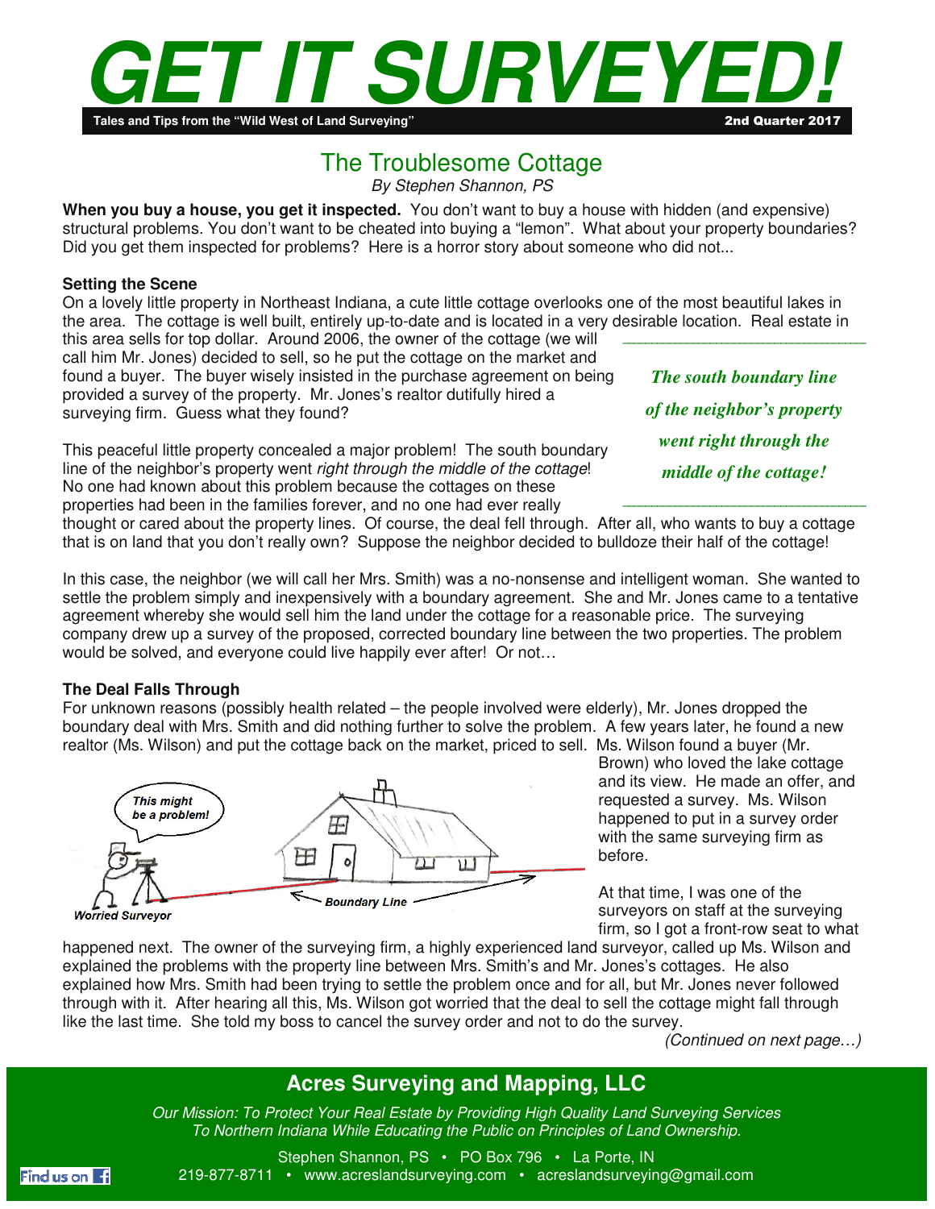# GET IT SURVEYED!

**Tales and Tips from the "Wild West of Land Surveying"** **2nd Quarter 2017**

## The Troublesome Cottage

*By Stephen Shannon, PS*

**When you buy a house, you get it inspected.** You don't want to buy a house with hidden (and expensive) structural problems. You don't want to be cheated into buying a "lemon". What about your property boundaries? Did you get them inspected for problems? Here is a horror story about someone who did not...

### Setting the Scene

On a lovely little property in Northeast Indiana, a cute little cottage overlooks one of the most beautiful lakes in the area. The cottage is well built, entirely up-to-date and is located in a very desirable location. Real estate in this area sells for top dollar. Around 2006, the owner of the cottage (we will call him Mr. Jones) decided to sell, so he put the cottage on the market and found a buyer. The buyer wisely insisted in the purchase agreement on being provided a survey of the property. Mr. Jones's realtor dutifully hired a surveying firm. Guess what they found?

This peaceful little property concealed a major problem! The south boundary line of the neighbor's property went *right through the middle of the cottage*! No one had known about this problem because the cottages on these properties had been in the families forever, and no one had ever really thought or cared about the property lines. Of course, the deal fell through. After all, who wants to buy a cottage that is on land that you don't really own? Suppose the neighbor decided to bulldoze their half of the cottage!

> ***The south boundary line of the neighbor's property went right through the middle of the cottage!***

In this case, the neighbor (we will call her Mrs. Smith) was a no-nonsense and intelligent woman. She wanted to settle the problem simply and inexpensively with a boundary agreement. She and Mr. Jones came to a tentative agreement whereby she would sell him the land under the cottage for a reasonable price. The surveying company drew up a survey of the proposed, corrected boundary line between the two properties. The problem would be solved, and everyone could live happily ever after! Or not…

### The Deal Falls Through

For unknown reasons (possibly health related – the people involved were elderly), Mr. Jones dropped the boundary deal with Mrs. Smith and did nothing further to solve the problem. A few years later, he found a new realtor (Ms. Wilson) and put the cottage back on the market, priced to sell. Ms. Wilson found a buyer (Mr. Brown) who loved the lake cottage and its view. He made an offer, and requested a survey. Ms. Wilson happened to put in a survey order with the same surveying firm as before.

At that time, I was one of the surveyors on staff at the surveying firm, so I got a front-row seat to what happened next. The owner of the surveying firm, a highly experienced land surveyor, called up Ms. Wilson and explained the problems with the property line between Mrs. Smith's and Mr. Jones's cottages. He also explained how Mrs. Smith had been trying to settle the problem once and for all, but Mr. Jones never followed through with it. After hearing all this, Ms. Wilson got worried that the deal to sell the cottage might fall through like the last time. She told my boss to cancel the survey order and not to do the survey.

*(Continued on next page…)*

---

## Acres Surveying and Mapping, LLC

*Our Mission: To Protect Your Real Estate by Providing High Quality Land Surveying Services To Northern Indiana While Educating the Public on Principles of Land Ownership.*

Stephen Shannon, PS • PO Box 796 • La Porte, IN
219-877-8711 • www.acreslandsurveying.com • acreslandsurveying@gmail.com

Find us on Facebook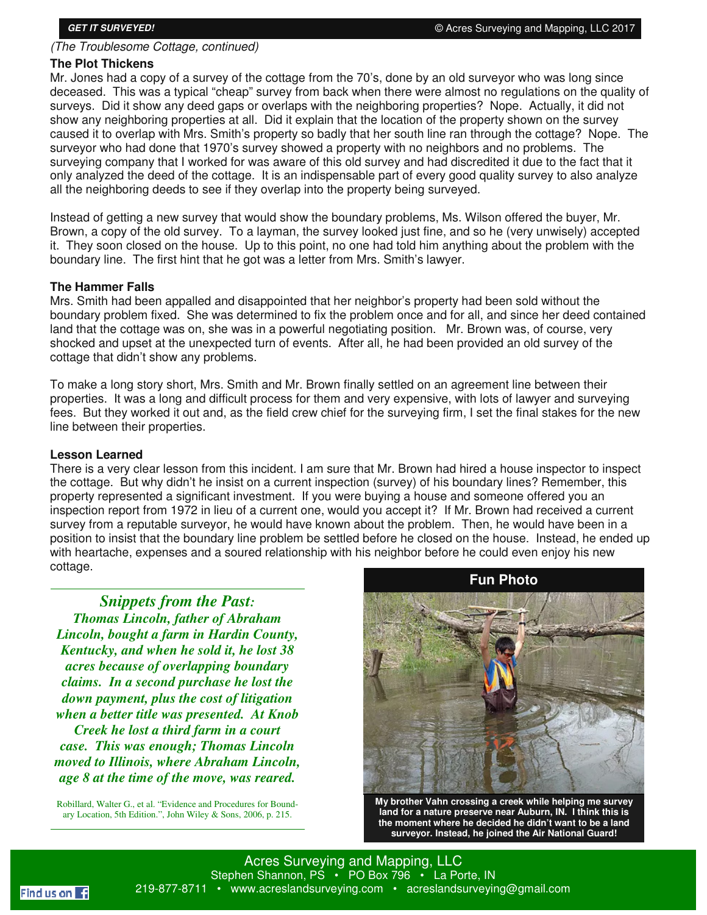*(The Troublesome Cottage, continued)*

### The Plot Thickens

Mr. Jones had a copy of a survey of the cottage from the 70's, done by an old surveyor who was long since deceased. This was a typical "cheap" survey from back when there were almost no regulations on the quality of surveys. Did it show any deed gaps or overlaps with the neighboring properties? Nope. Actually, it did not show any neighboring properties at all. Did it explain that the location of the property shown on the survey caused it to overlap with Mrs. Smith's property so badly that her south line ran through the cottage? Nope. The surveyor who had done that 1970's survey showed a property with no neighbors and no problems. The surveying company that I worked for was aware of this old survey and had discredited it due to the fact that it only analyzed the deed of the cottage. It is an indispensable part of every good quality survey to also analyze all the neighboring deeds to see if they overlap into the property being surveyed.

Instead of getting a new survey that would show the boundary problems, Ms. Wilson offered the buyer, Mr. Brown, a copy of the old survey. To a layman, the survey looked just fine, and so he (very unwisely) accepted it. They soon closed on the house. Up to this point, no one had told him anything about the problem with the boundary line. The first hint that he got was a letter from Mrs. Smith's lawyer.

### The Hammer Falls

Mrs. Smith had been appalled and disappointed that her neighbor's property had been sold without the boundary problem fixed. She was determined to fix the problem once and for all, and since her deed contained land that the cottage was on, she was in a powerful negotiating position. Mr. Brown was, of course, very shocked and upset at the unexpected turn of events. After all, he had been provided an old survey of the cottage that didn't show any problems.

To make a long story short, Mrs. Smith and Mr. Brown finally settled on an agreement line between their properties. It was a long and difficult process for them and very expensive, with lots of lawyer and surveying fees. But they worked it out and, as the field crew chief for the surveying firm, I set the final stakes for the new line between their properties.

### Lesson Learned

There is a very clear lesson from this incident. I am sure that Mr. Brown had hired a house inspector to inspect the cottage. But why didn't he insist on a current inspection (survey) of his boundary lines? Remember, this property represented a significant investment. If you were buying a house and someone offered you an inspection report from 1972 in lieu of a current one, would you accept it? If Mr. Brown had received a current survey from a reputable surveyor, he would have known about the problem. Then, he would have been in a position to insist that the boundary line problem be settled before he closed on the house. Instead, he ended up with heartache, expenses and a soured relationship with his neighbor before he could even enjoy his new cottage.

---

***Snippets from the Past:*** ***Thomas Lincoln, father of Abraham Lincoln, bought a farm in Hardin County, Kentucky, and when he sold it, he lost 38 acres because of overlapping boundary claims. In a second purchase he lost the down payment, plus the cost of litigation when a better title was presented. At Knob Creek he lost a third farm in a court case. This was enough; Thomas Lincoln moved to Illinois, where Abraham Lincoln, age 8 at the time of the move, was reared.***

Robillard, Walter G., et al. "Evidence and Procedures for Boundary Location, 5th Edition.", John Wiley & Sons, 2006, p. 215.

---

### Fun Photo

**My brother Vahn crossing a creek while helping me survey land for a nature preserve near Auburn, IN. I think this is the moment where he decided he didn't want to be a land surveyor. Instead, he joined the Air National Guard!**

---

Acres Surveying and Mapping, LLC
Stephen Shannon, PS • PO Box 796 • La Porte, IN
219-877-8711 • www.acreslandsurveying.com • acreslandsurveying@gmail.com

Find us on Facebook